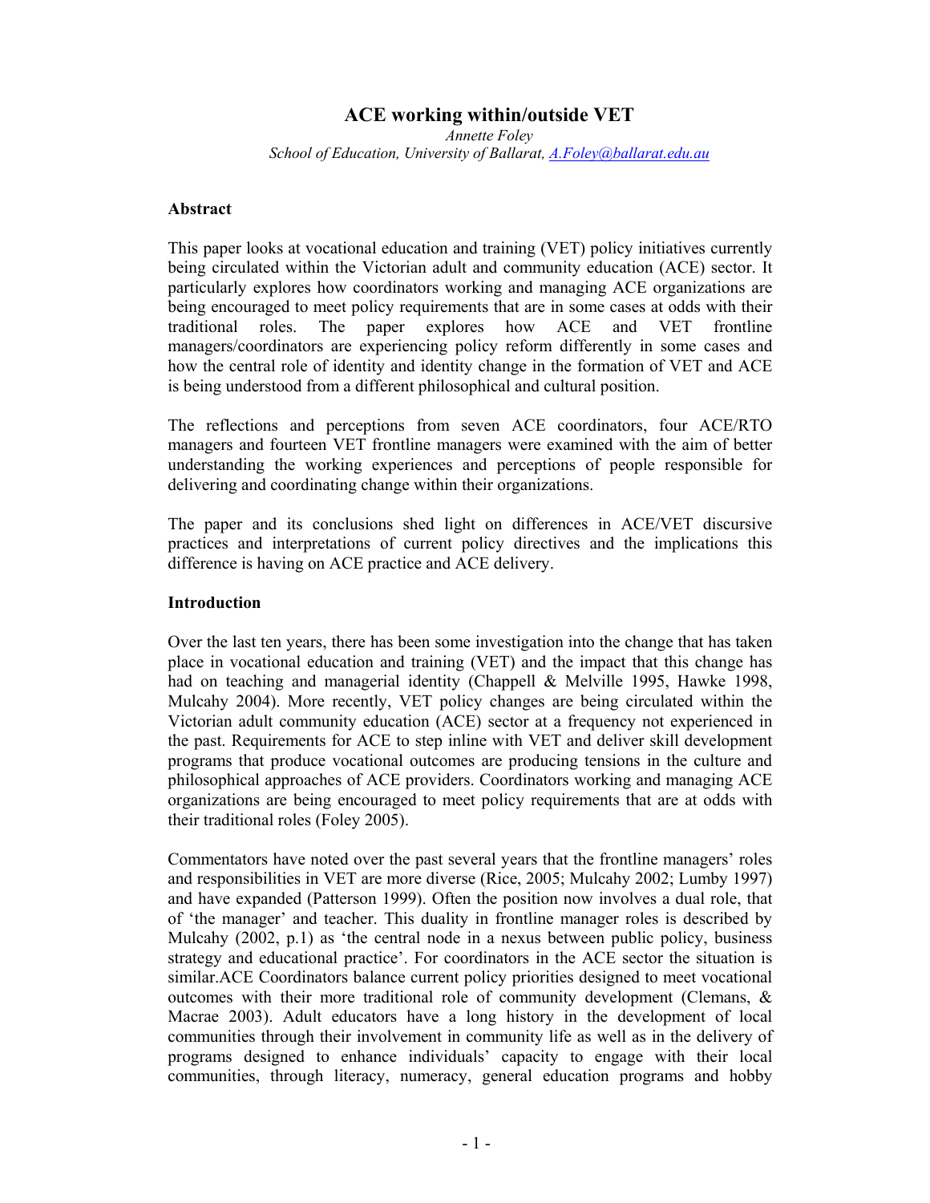# ACE working within/outside VET

*Annette Foley*
*School of Education, University of Ballarat, A.Foley@ballarat.edu.au*

## Abstract

This paper looks at vocational education and training (VET) policy initiatives currently being circulated within the Victorian adult and community education (ACE) sector. It particularly explores how coordinators working and managing ACE organizations are being encouraged to meet policy requirements that are in some cases at odds with their traditional roles. The paper explores how ACE and VET frontline managers/coordinators are experiencing policy reform differently in some cases and how the central role of identity and identity change in the formation of VET and ACE is being understood from a different philosophical and cultural position.

The reflections and perceptions from seven ACE coordinators, four ACE/RTO managers and fourteen VET frontline managers were examined with the aim of better understanding the working experiences and perceptions of people responsible for delivering and coordinating change within their organizations.

The paper and its conclusions shed light on differences in ACE/VET discursive practices and interpretations of current policy directives and the implications this difference is having on ACE practice and ACE delivery.

## Introduction

Over the last ten years, there has been some investigation into the change that has taken place in vocational education and training (VET) and the impact that this change has had on teaching and managerial identity (Chappell & Melville 1995, Hawke 1998, Mulcahy 2004). More recently, VET policy changes are being circulated within the Victorian adult community education (ACE) sector at a frequency not experienced in the past. Requirements for ACE to step inline with VET and deliver skill development programs that produce vocational outcomes are producing tensions in the culture and philosophical approaches of ACE providers. Coordinators working and managing ACE organizations are being encouraged to meet policy requirements that are at odds with their traditional roles (Foley 2005).

Commentators have noted over the past several years that the frontline managers' roles and responsibilities in VET are more diverse (Rice, 2005; Mulcahy 2002; Lumby 1997) and have expanded (Patterson 1999). Often the position now involves a dual role, that of 'the manager' and teacher. This duality in frontline manager roles is described by Mulcahy (2002, p.1) as 'the central node in a nexus between public policy, business strategy and educational practice'. For coordinators in the ACE sector the situation is similar.ACE Coordinators balance current policy priorities designed to meet vocational outcomes with their more traditional role of community development (Clemans, & Macrae 2003). Adult educators have a long history in the development of local communities through their involvement in community life as well as in the delivery of programs designed to enhance individuals' capacity to engage with their local communities, through literacy, numeracy, general education programs and hobby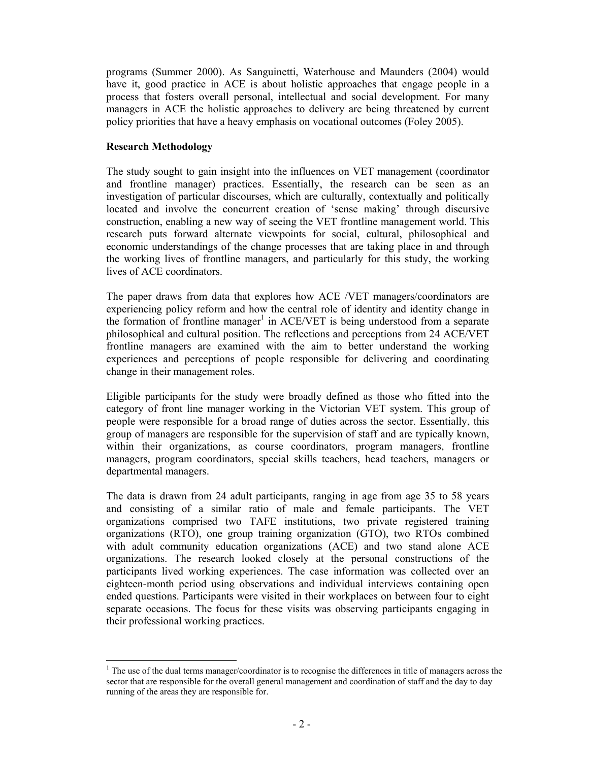programs (Summer 2000). As Sanguinetti, Waterhouse and Maunders (2004) would have it, good practice in ACE is about holistic approaches that engage people in a process that fosters overall personal, intellectual and social development. For many managers in ACE the holistic approaches to delivery are being threatened by current policy priorities that have a heavy emphasis on vocational outcomes (Foley 2005).

**Research Methodology**

The study sought to gain insight into the influences on VET management (coordinator and frontline manager) practices. Essentially, the research can be seen as an investigation of particular discourses, which are culturally, contextually and politically located and involve the concurrent creation of 'sense making' through discursive construction, enabling a new way of seeing the VET frontline management world. This research puts forward alternate viewpoints for social, cultural, philosophical and economic understandings of the change processes that are taking place in and through the working lives of frontline managers, and particularly for this study, the working lives of ACE coordinators.

The paper draws from data that explores how ACE /VET managers/coordinators are experiencing policy reform and how the central role of identity and identity change in the formation of frontline manager[1] in ACE/VET is being understood from a separate philosophical and cultural position. The reflections and perceptions from 24 ACE/VET frontline managers are examined with the aim to better understand the working experiences and perceptions of people responsible for delivering and coordinating change in their management roles.

Eligible participants for the study were broadly defined as those who fitted into the category of front line manager working in the Victorian VET system. This group of people were responsible for a broad range of duties across the sector. Essentially, this group of managers are responsible for the supervision of staff and are typically known, within their organizations, as course coordinators, program managers, frontline managers, program coordinators, special skills teachers, head teachers, managers or departmental managers.

The data is drawn from 24 adult participants, ranging in age from age 35 to 58 years and consisting of a similar ratio of male and female participants. The VET organizations comprised two TAFE institutions, two private registered training organizations (RTO), one group training organization (GTO), two RTOs combined with adult community education organizations (ACE) and two stand alone ACE organizations. The research looked closely at the personal constructions of the participants lived working experiences. The case information was collected over an eighteen-month period using observations and individual interviews containing open ended questions. Participants were visited in their workplaces on between four to eight separate occasions. The focus for these visits was observing participants engaging in their professional working practices.

[1] The use of the dual terms manager/coordinator is to recognise the differences in title of managers across the sector that are responsible for the overall general management and coordination of staff and the day to day running of the areas they are responsible for.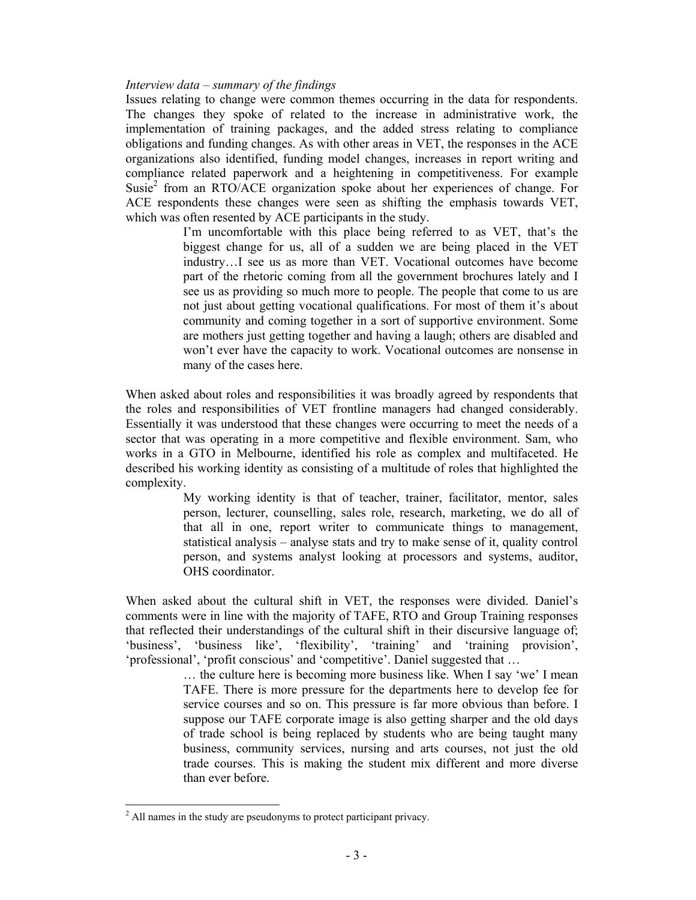*Interview data – summary of the findings*

Issues relating to change were common themes occurring in the data for respondents. The changes they spoke of related to the increase in administrative work, the implementation of training packages, and the added stress relating to compliance obligations and funding changes. As with other areas in VET, the responses in the ACE organizations also identified, funding model changes, increases in report writing and compliance related paperwork and a heightening in competitiveness. For example Susie[2] from an RTO/ACE organization spoke about her experiences of change. For ACE respondents these changes were seen as shifting the emphasis towards VET, which was often resented by ACE participants in the study.

> I'm uncomfortable with this place being referred to as VET, that's the biggest change for us, all of a sudden we are being placed in the VET industry…I see us as more than VET. Vocational outcomes have become part of the rhetoric coming from all the government brochures lately and I see us as providing so much more to people. The people that come to us are not just about getting vocational qualifications. For most of them it's about community and coming together in a sort of supportive environment. Some are mothers just getting together and having a laugh; others are disabled and won't ever have the capacity to work. Vocational outcomes are nonsense in many of the cases here.

When asked about roles and responsibilities it was broadly agreed by respondents that the roles and responsibilities of VET frontline managers had changed considerably. Essentially it was understood that these changes were occurring to meet the needs of a sector that was operating in a more competitive and flexible environment. Sam, who works in a GTO in Melbourne, identified his role as complex and multifaceted. He described his working identity as consisting of a multitude of roles that highlighted the complexity.

> My working identity is that of teacher, trainer, facilitator, mentor, sales person, lecturer, counselling, sales role, research, marketing, we do all of that all in one, report writer to communicate things to management, statistical analysis – analyse stats and try to make sense of it, quality control person, and systems analyst looking at processors and systems, auditor, OHS coordinator.

When asked about the cultural shift in VET, the responses were divided. Daniel's comments were in line with the majority of TAFE, RTO and Group Training responses that reflected their understandings of the cultural shift in their discursive language of; 'business', 'business like', 'flexibility', 'training' and 'training provision', 'professional', 'profit conscious' and 'competitive'. Daniel suggested that …

> … the culture here is becoming more business like. When I say 'we' I mean TAFE. There is more pressure for the departments here to develop fee for service courses and so on. This pressure is far more obvious than before. I suppose our TAFE corporate image is also getting sharper and the old days of trade school is being replaced by students who are being taught many business, community services, nursing and arts courses, not just the old trade courses. This is making the student mix different and more diverse than ever before.

[2] All names in the study are pseudonyms to protect participant privacy.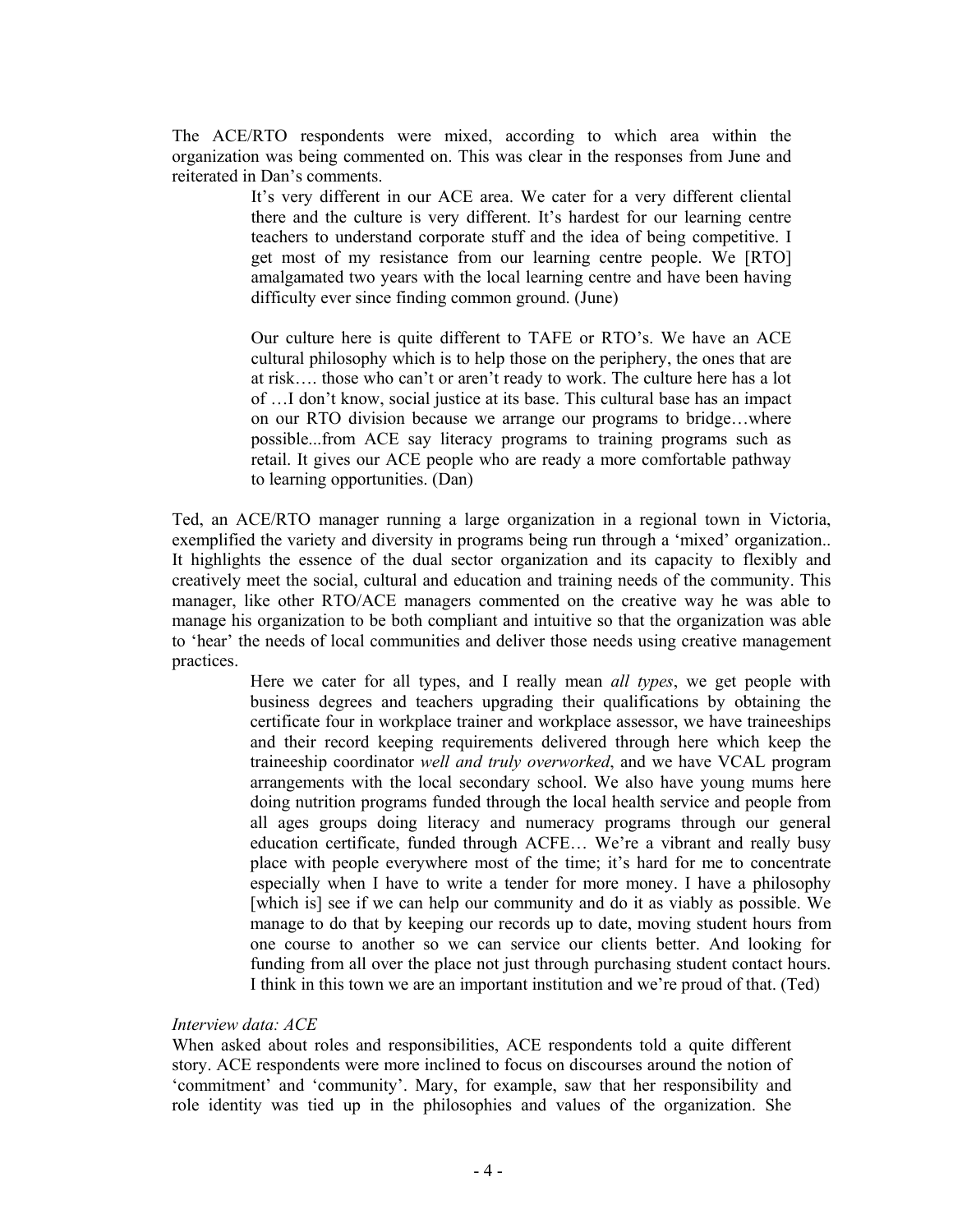The ACE/RTO respondents were mixed, according to which area within the organization was being commented on. This was clear in the responses from June and reiterated in Dan's comments.

> It's very different in our ACE area. We cater for a very different cliental there and the culture is very different. It's hardest for our learning centre teachers to understand corporate stuff and the idea of being competitive. I get most of my resistance from our learning centre people. We [RTO] amalgamated two years with the local learning centre and have been having difficulty ever since finding common ground. (June)
>
> Our culture here is quite different to TAFE or RTO's. We have an ACE cultural philosophy which is to help those on the periphery, the ones that are at risk…. those who can't or aren't ready to work. The culture here has a lot of …I don't know, social justice at its base. This cultural base has an impact on our RTO division because we arrange our programs to bridge…where possible...from ACE say literacy programs to training programs such as retail. It gives our ACE people who are ready a more comfortable pathway to learning opportunities. (Dan)

Ted, an ACE/RTO manager running a large organization in a regional town in Victoria, exemplified the variety and diversity in programs being run through a 'mixed' organization.. It highlights the essence of the dual sector organization and its capacity to flexibly and creatively meet the social, cultural and education and training needs of the community. This manager, like other RTO/ACE managers commented on the creative way he was able to manage his organization to be both compliant and intuitive so that the organization was able to 'hear' the needs of local communities and deliver those needs using creative management practices.

> Here we cater for all types, and I really mean *all types*, we get people with business degrees and teachers upgrading their qualifications by obtaining the certificate four in workplace trainer and workplace assessor, we have traineeships and their record keeping requirements delivered through here which keep the traineeship coordinator *well and truly overworked*, and we have VCAL program arrangements with the local secondary school. We also have young mums here doing nutrition programs funded through the local health service and people from all ages groups doing literacy and numeracy programs through our general education certificate, funded through ACFE… We're a vibrant and really busy place with people everywhere most of the time; it's hard for me to concentrate especially when I have to write a tender for more money. I have a philosophy [which is] see if we can help our community and do it as viably as possible. We manage to do that by keeping our records up to date, moving student hours from one course to another so we can service our clients better. And looking for funding from all over the place not just through purchasing student contact hours. I think in this town we are an important institution and we're proud of that. (Ted)

*Interview data: ACE*

When asked about roles and responsibilities, ACE respondents told a quite different story. ACE respondents were more inclined to focus on discourses around the notion of 'commitment' and 'community'. Mary, for example, saw that her responsibility and role identity was tied up in the philosophies and values of the organization. She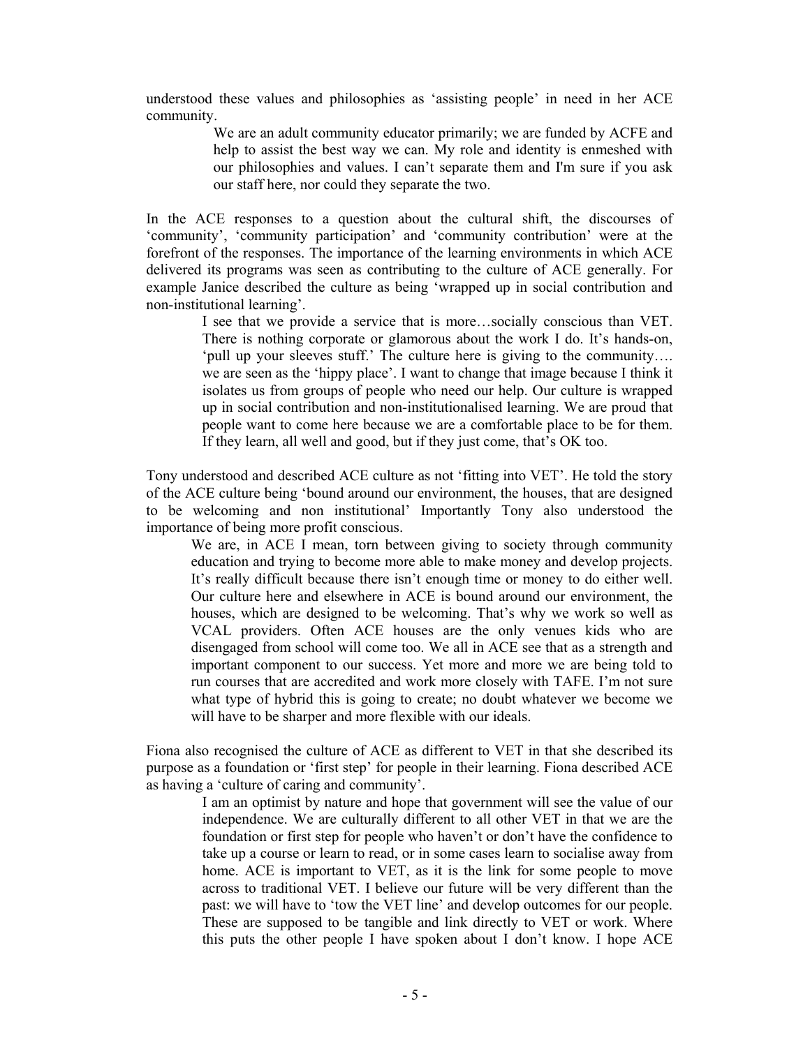understood these values and philosophies as 'assisting people' in need in her ACE community.

> We are an adult community educator primarily; we are funded by ACFE and help to assist the best way we can. My role and identity is enmeshed with our philosophies and values. I can't separate them and I'm sure if you ask our staff here, nor could they separate the two.

In the ACE responses to a question about the cultural shift, the discourses of 'community', 'community participation' and 'community contribution' were at the forefront of the responses. The importance of the learning environments in which ACE delivered its programs was seen as contributing to the culture of ACE generally. For example Janice described the culture as being 'wrapped up in social contribution and non-institutional learning'.

> I see that we provide a service that is more…socially conscious than VET. There is nothing corporate or glamorous about the work I do. It's hands-on, 'pull up your sleeves stuff.' The culture here is giving to the community…. we are seen as the 'hippy place'. I want to change that image because I think it isolates us from groups of people who need our help. Our culture is wrapped up in social contribution and non-institutionalised learning. We are proud that people want to come here because we are a comfortable place to be for them. If they learn, all well and good, but if they just come, that's OK too.

Tony understood and described ACE culture as not 'fitting into VET'. He told the story of the ACE culture being 'bound around our environment, the houses, that are designed to be welcoming and non institutional' Importantly Tony also understood the importance of being more profit conscious.

> We are, in ACE I mean, torn between giving to society through community education and trying to become more able to make money and develop projects. It's really difficult because there isn't enough time or money to do either well. Our culture here and elsewhere in ACE is bound around our environment, the houses, which are designed to be welcoming. That's why we work so well as VCAL providers. Often ACE houses are the only venues kids who are disengaged from school will come too. We all in ACE see that as a strength and important component to our success. Yet more and more we are being told to run courses that are accredited and work more closely with TAFE. I'm not sure what type of hybrid this is going to create; no doubt whatever we become we will have to be sharper and more flexible with our ideals.

Fiona also recognised the culture of ACE as different to VET in that she described its purpose as a foundation or 'first step' for people in their learning. Fiona described ACE as having a 'culture of caring and community'.

> I am an optimist by nature and hope that government will see the value of our independence. We are culturally different to all other VET in that we are the foundation or first step for people who haven't or don't have the confidence to take up a course or learn to read, or in some cases learn to socialise away from home. ACE is important to VET, as it is the link for some people to move across to traditional VET. I believe our future will be very different than the past: we will have to 'tow the VET line' and develop outcomes for our people. These are supposed to be tangible and link directly to VET or work. Where this puts the other people I have spoken about I don't know. I hope ACE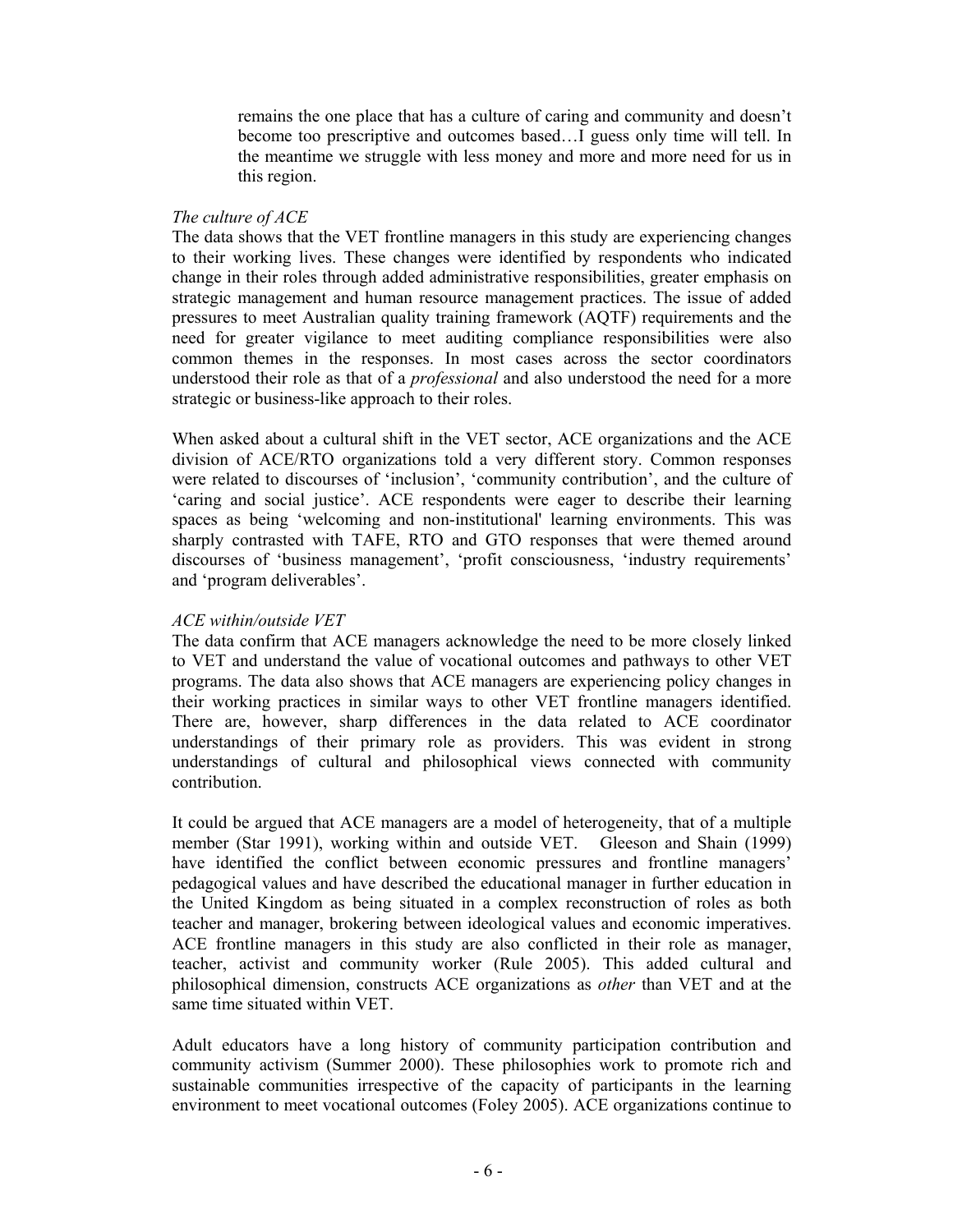> remains the one place that has a culture of caring and community and doesn't become too prescriptive and outcomes based…I guess only time will tell. In the meantime we struggle with less money and more and more need for us in this region.

*The culture of ACE*

The data shows that the VET frontline managers in this study are experiencing changes to their working lives. These changes were identified by respondents who indicated change in their roles through added administrative responsibilities, greater emphasis on strategic management and human resource management practices. The issue of added pressures to meet Australian quality training framework (AQTF) requirements and the need for greater vigilance to meet auditing compliance responsibilities were also common themes in the responses. In most cases across the sector coordinators understood their role as that of a *professional* and also understood the need for a more strategic or business-like approach to their roles.

When asked about a cultural shift in the VET sector, ACE organizations and the ACE division of ACE/RTO organizations told a very different story. Common responses were related to discourses of 'inclusion', 'community contribution', and the culture of 'caring and social justice'. ACE respondents were eager to describe their learning spaces as being 'welcoming and non-institutional' learning environments. This was sharply contrasted with TAFE, RTO and GTO responses that were themed around discourses of 'business management', 'profit consciousness, 'industry requirements' and 'program deliverables'.

*ACE within/outside VET*

The data confirm that ACE managers acknowledge the need to be more closely linked to VET and understand the value of vocational outcomes and pathways to other VET programs. The data also shows that ACE managers are experiencing policy changes in their working practices in similar ways to other VET frontline managers identified. There are, however, sharp differences in the data related to ACE coordinator understandings of their primary role as providers. This was evident in strong understandings of cultural and philosophical views connected with community contribution.

It could be argued that ACE managers are a model of heterogeneity, that of a multiple member (Star 1991), working within and outside VET. Gleeson and Shain (1999) have identified the conflict between economic pressures and frontline managers' pedagogical values and have described the educational manager in further education in the United Kingdom as being situated in a complex reconstruction of roles as both teacher and manager, brokering between ideological values and economic imperatives. ACE frontline managers in this study are also conflicted in their role as manager, teacher, activist and community worker (Rule 2005). This added cultural and philosophical dimension, constructs ACE organizations as *other* than VET and at the same time situated within VET.

Adult educators have a long history of community participation contribution and community activism (Summer 2000). These philosophies work to promote rich and sustainable communities irrespective of the capacity of participants in the learning environment to meet vocational outcomes (Foley 2005). ACE organizations continue to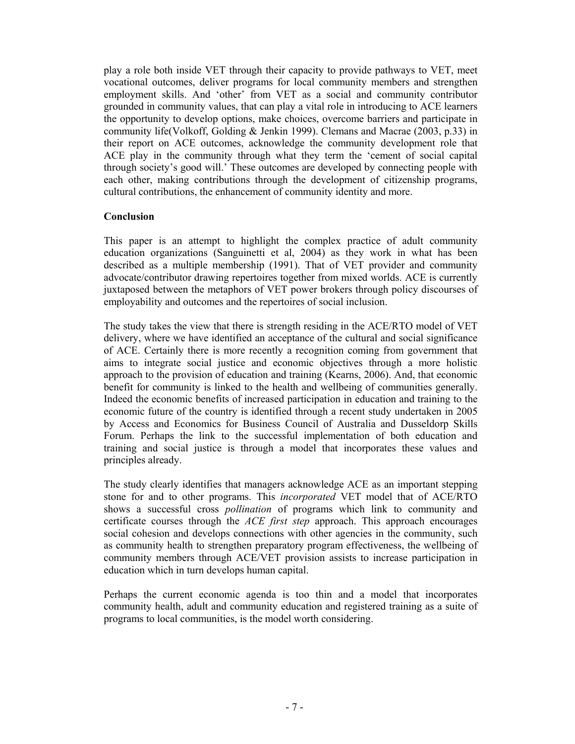play a role both inside VET through their capacity to provide pathways to VET, meet vocational outcomes, deliver programs for local community members and strengthen employment skills. And 'other' from VET as a social and community contributor grounded in community values, that can play a vital role in introducing to ACE learners the opportunity to develop options, make choices, overcome barriers and participate in community life(Volkoff, Golding & Jenkin 1999). Clemans and Macrae (2003, p.33) in their report on ACE outcomes, acknowledge the community development role that ACE play in the community through what they term the 'cement of social capital through society's good will.' These outcomes are developed by connecting people with each other, making contributions through the development of citizenship programs, cultural contributions, the enhancement of community identity and more.

**Conclusion**

This paper is an attempt to highlight the complex practice of adult community education organizations (Sanguinetti et al, 2004) as they work in what has been described as a multiple membership (1991). That of VET provider and community advocate/contributor drawing repertoires together from mixed worlds. ACE is currently juxtaposed between the metaphors of VET power brokers through policy discourses of employability and outcomes and the repertoires of social inclusion.

The study takes the view that there is strength residing in the ACE/RTO model of VET delivery, where we have identified an acceptance of the cultural and social significance of ACE. Certainly there is more recently a recognition coming from government that aims to integrate social justice and economic objectives through a more holistic approach to the provision of education and training (Kearns, 2006). And, that economic benefit for community is linked to the health and wellbeing of communities generally. Indeed the economic benefits of increased participation in education and training to the economic future of the country is identified through a recent study undertaken in 2005 by Access and Economics for Business Council of Australia and Dusseldorp Skills Forum. Perhaps the link to the successful implementation of both education and training and social justice is through a model that incorporates these values and principles already.

The study clearly identifies that managers acknowledge ACE as an important stepping stone for and to other programs. This *incorporated* VET model that of ACE/RTO shows a successful cross *pollination* of programs which link to community and certificate courses through the *ACE first step* approach. This approach encourages social cohesion and develops connections with other agencies in the community, such as community health to strengthen preparatory program effectiveness, the wellbeing of community members through ACE/VET provision assists to increase participation in education which in turn develops human capital.

Perhaps the current economic agenda is too thin and a model that incorporates community health, adult and community education and registered training as a suite of programs to local communities, is the model worth considering.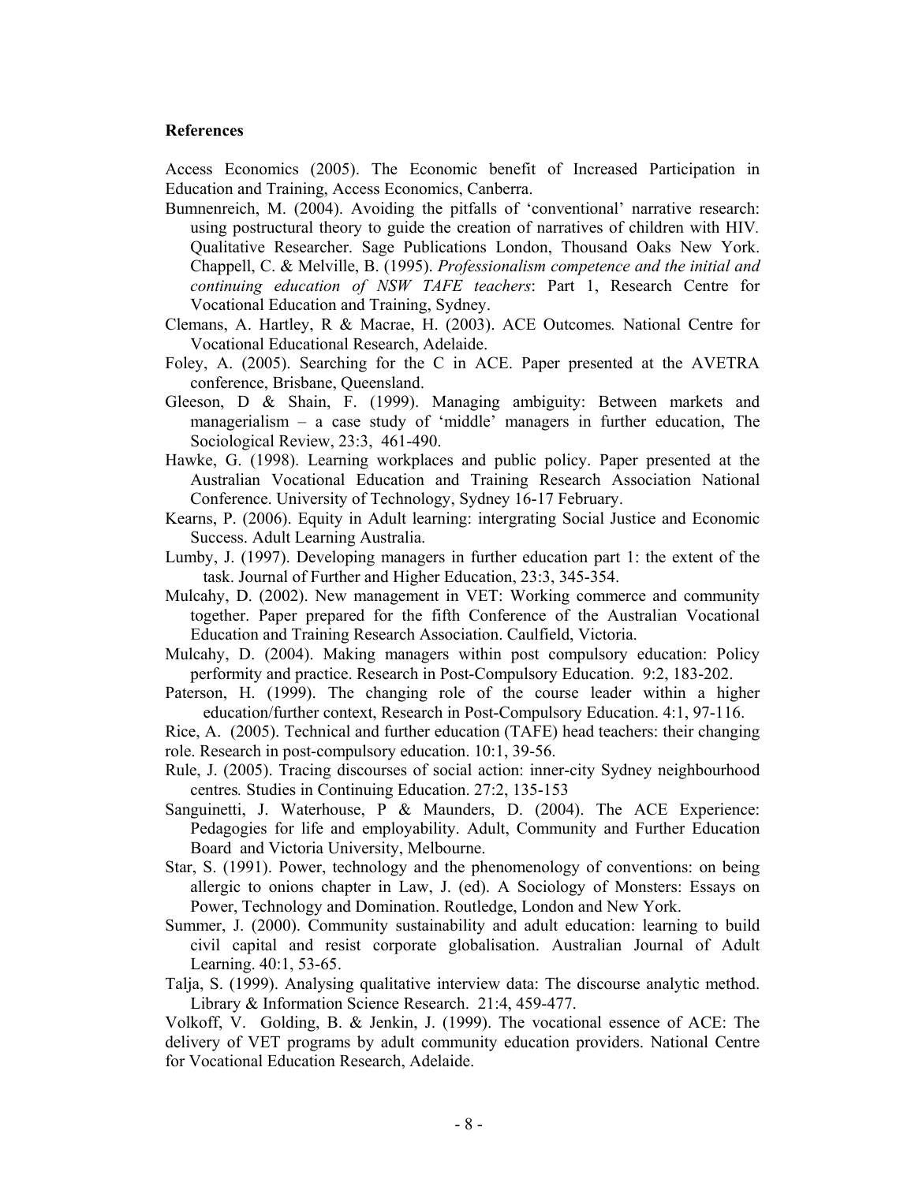**References**

Access Economics (2005). The Economic benefit of Increased Participation in Education and Training, Access Economics, Canberra.

Bumnenreich, M. (2004). Avoiding the pitfalls of 'conventional' narrative research: using postructural theory to guide the creation of narratives of children with HIV. Qualitative Researcher. Sage Publications London, Thousand Oaks New York.

Chappell, C. & Melville, B. (1995). *Professionalism competence and the initial and continuing education of NSW TAFE teachers*: Part 1, Research Centre for Vocational Education and Training, Sydney.

Clemans, A. Hartley, R & Macrae, H. (2003). ACE Outcomes*.* National Centre for Vocational Educational Research, Adelaide.

Foley, A. (2005). Searching for the C in ACE. Paper presented at the AVETRA conference, Brisbane, Queensland.

Gleeson, D & Shain, F. (1999). Managing ambiguity: Between markets and managerialism – a case study of 'middle' managers in further education, The Sociological Review, 23:3, 461-490.

Hawke, G. (1998). Learning workplaces and public policy. Paper presented at the Australian Vocational Education and Training Research Association National Conference. University of Technology, Sydney 16-17 February.

Kearns, P. (2006). Equity in Adult learning: intergrating Social Justice and Economic Success. Adult Learning Australia.

Lumby, J. (1997). Developing managers in further education part 1: the extent of the task. Journal of Further and Higher Education, 23:3, 345-354.

Mulcahy, D. (2002). New management in VET: Working commerce and community together. Paper prepared for the fifth Conference of the Australian Vocational Education and Training Research Association. Caulfield, Victoria.

Mulcahy, D. (2004). Making managers within post compulsory education: Policy performity and practice. Research in Post-Compulsory Education. 9:2, 183-202.

Paterson, H. (1999). The changing role of the course leader within a higher education/further context, Research in Post-Compulsory Education. 4:1, 97-116.

Rice, A. (2005). Technical and further education (TAFE) head teachers: their changing role. Research in post-compulsory education. 10:1, 39-56.

Rule, J. (2005). Tracing discourses of social action: inner-city Sydney neighbourhood centres*.* Studies in Continuing Education. 27:2, 135-153

Sanguinetti, J. Waterhouse, P & Maunders, D. (2004). The ACE Experience: Pedagogies for life and employability. Adult, Community and Further Education Board and Victoria University, Melbourne.

Star, S. (1991). Power, technology and the phenomenology of conventions: on being allergic to onions chapter in Law, J. (ed). A Sociology of Monsters: Essays on Power, Technology and Domination. Routledge, London and New York.

Summer, J. (2000). Community sustainability and adult education: learning to build civil capital and resist corporate globalisation. Australian Journal of Adult Learning. 40:1, 53-65.

Talja, S. (1999). Analysing qualitative interview data: The discourse analytic method. Library & Information Science Research. 21:4, 459-477.

Volkoff, V. Golding, B. & Jenkin, J. (1999). The vocational essence of ACE: The delivery of VET programs by adult community education providers. National Centre for Vocational Education Research, Adelaide.